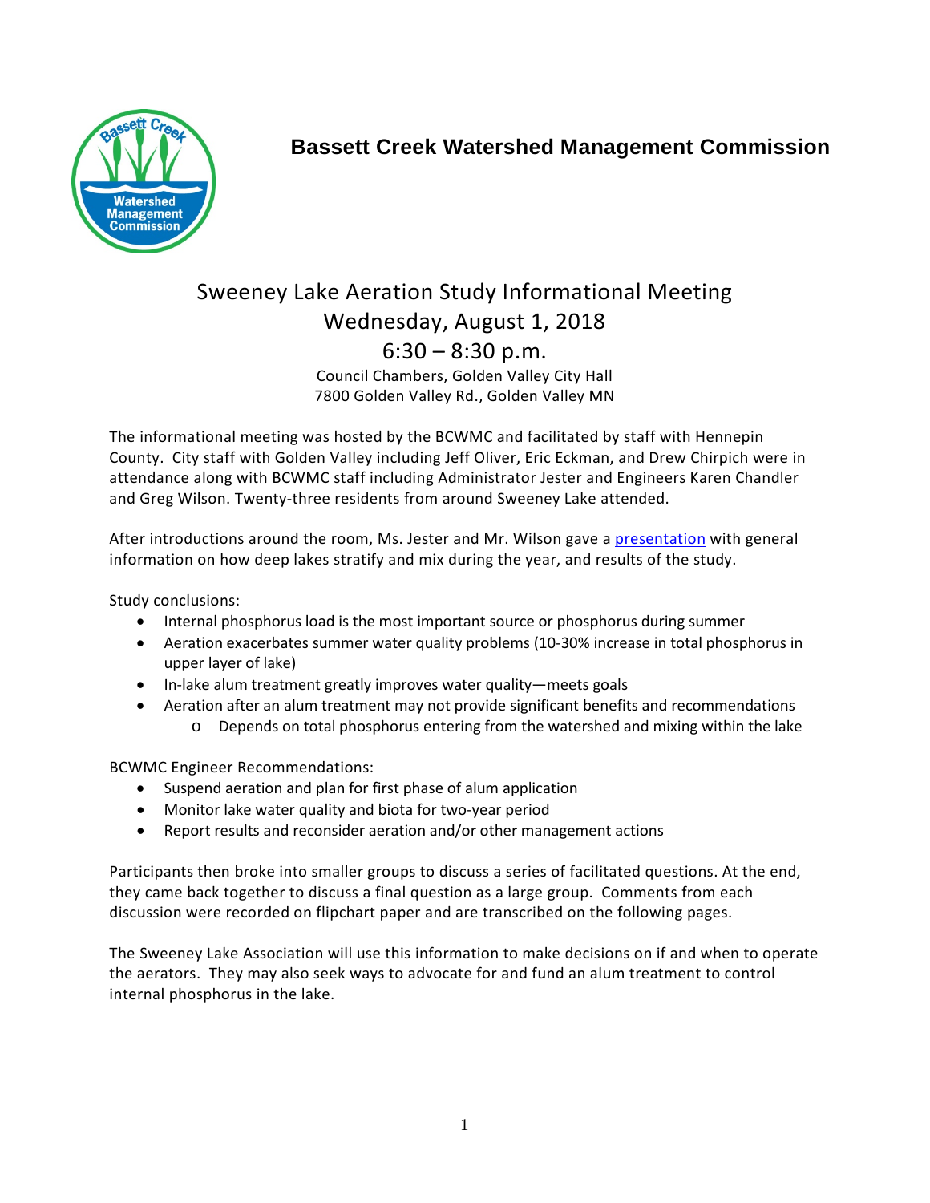# Bassett Creek Watershed Management Commission

## Sweeney Lake Aeration Study Informational Meeting
## Wednesday, August 1, 2018
## 6:30 – 8:30 p.m.

Council Chambers, Golden Valley City Hall
7800 Golden Valley Rd., Golden Valley MN

The informational meeting was hosted by the BCWMC and facilitated by staff with Hennepin County. City staff with Golden Valley including Jeff Oliver, Eric Eckman, and Drew Chirpich were in attendance along with BCWMC staff including Administrator Jester and Engineers Karen Chandler and Greg Wilson. Twenty-three residents from around Sweeney Lake attended.

After introductions around the room, Ms. Jester and Mr. Wilson gave a presentation with general information on how deep lakes stratify and mix during the year, and results of the study.

Study conclusions:

- Internal phosphorus load is the most important source or phosphorus during summer
- Aeration exacerbates summer water quality problems (10-30% increase in total phosphorus in upper layer of lake)
- In-lake alum treatment greatly improves water quality—meets goals
- Aeration after an alum treatment may not provide significant benefits and recommendations
  - Depends on total phosphorus entering from the watershed and mixing within the lake

BCWMC Engineer Recommendations:

- Suspend aeration and plan for first phase of alum application
- Monitor lake water quality and biota for two-year period
- Report results and reconsider aeration and/or other management actions

Participants then broke into smaller groups to discuss a series of facilitated questions. At the end, they came back together to discuss a final question as a large group. Comments from each discussion were recorded on flipchart paper and are transcribed on the following pages.

The Sweeney Lake Association will use this information to make decisions on if and when to operate the aerators. They may also seek ways to advocate for and fund an alum treatment to control internal phosphorus in the lake.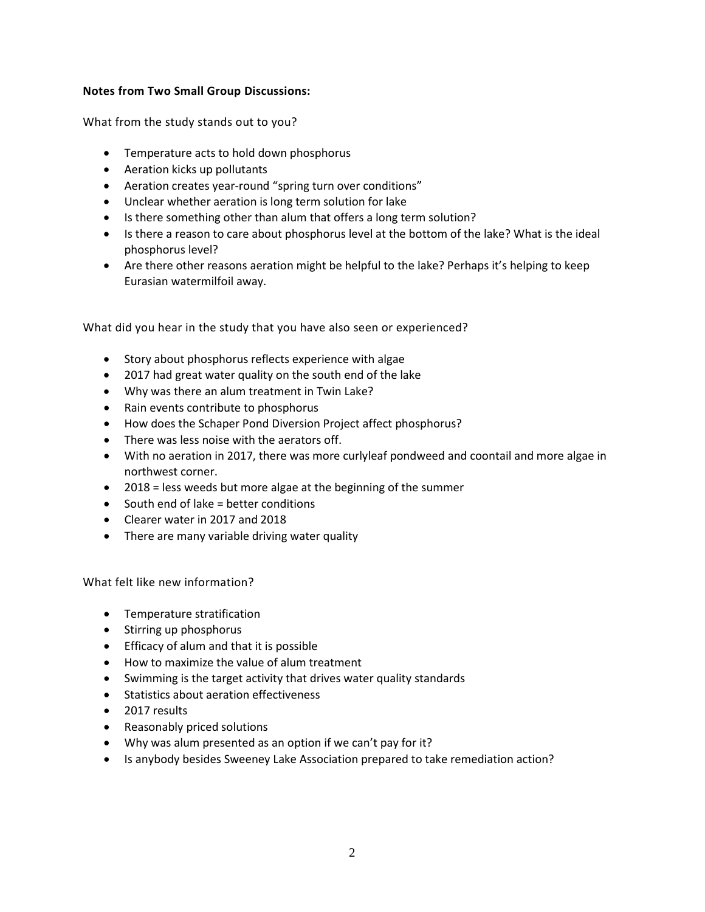**Notes from Two Small Group Discussions:**

What from the study stands out to you?

- Temperature acts to hold down phosphorus
- Aeration kicks up pollutants
- Aeration creates year-round "spring turn over conditions"
- Unclear whether aeration is long term solution for lake
- Is there something other than alum that offers a long term solution?
- Is there a reason to care about phosphorus level at the bottom of the lake? What is the ideal phosphorus level?
- Are there other reasons aeration might be helpful to the lake? Perhaps it's helping to keep Eurasian watermilfoil away.

What did you hear in the study that you have also seen or experienced?

- Story about phosphorus reflects experience with algae
- 2017 had great water quality on the south end of the lake
- Why was there an alum treatment in Twin Lake?
- Rain events contribute to phosphorus
- How does the Schaper Pond Diversion Project affect phosphorus?
- There was less noise with the aerators off.
- With no aeration in 2017, there was more curlyleaf pondweed and coontail and more algae in northwest corner.
- 2018 = less weeds but more algae at the beginning of the summer
- South end of lake = better conditions
- Clearer water in 2017 and 2018
- There are many variable driving water quality

What felt like new information?

- Temperature stratification
- Stirring up phosphorus
- Efficacy of alum and that it is possible
- How to maximize the value of alum treatment
- Swimming is the target activity that drives water quality standards
- Statistics about aeration effectiveness
- 2017 results
- Reasonably priced solutions
- Why was alum presented as an option if we can't pay for it?
- Is anybody besides Sweeney Lake Association prepared to take remediation action?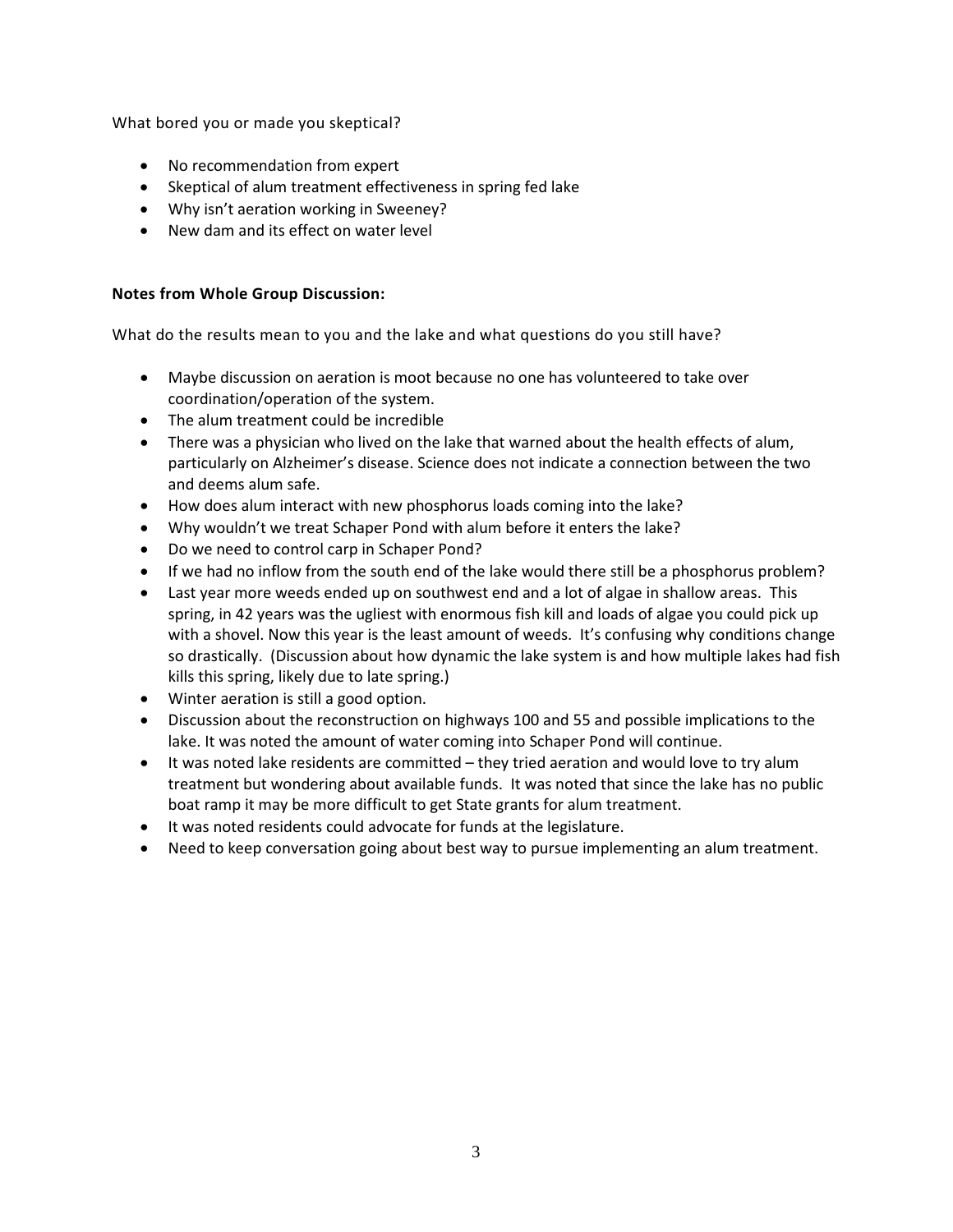What bored you or made you skeptical?

- No recommendation from expert
- Skeptical of alum treatment effectiveness in spring fed lake
- Why isn't aeration working in Sweeney?
- New dam and its effect on water level

**Notes from Whole Group Discussion:**

What do the results mean to you and the lake and what questions do you still have?

- Maybe discussion on aeration is moot because no one has volunteered to take over coordination/operation of the system.
- The alum treatment could be incredible
- There was a physician who lived on the lake that warned about the health effects of alum, particularly on Alzheimer's disease. Science does not indicate a connection between the two and deems alum safe.
- How does alum interact with new phosphorus loads coming into the lake?
- Why wouldn't we treat Schaper Pond with alum before it enters the lake?
- Do we need to control carp in Schaper Pond?
- If we had no inflow from the south end of the lake would there still be a phosphorus problem?
- Last year more weeds ended up on southwest end and a lot of algae in shallow areas. This spring, in 42 years was the ugliest with enormous fish kill and loads of algae you could pick up with a shovel. Now this year is the least amount of weeds. It's confusing why conditions change so drastically. (Discussion about how dynamic the lake system is and how multiple lakes had fish kills this spring, likely due to late spring.)
- Winter aeration is still a good option.
- Discussion about the reconstruction on highways 100 and 55 and possible implications to the lake. It was noted the amount of water coming into Schaper Pond will continue.
- It was noted lake residents are committed – they tried aeration and would love to try alum treatment but wondering about available funds. It was noted that since the lake has no public boat ramp it may be more difficult to get State grants for alum treatment.
- It was noted residents could advocate for funds at the legislature.
- Need to keep conversation going about best way to pursue implementing an alum treatment.